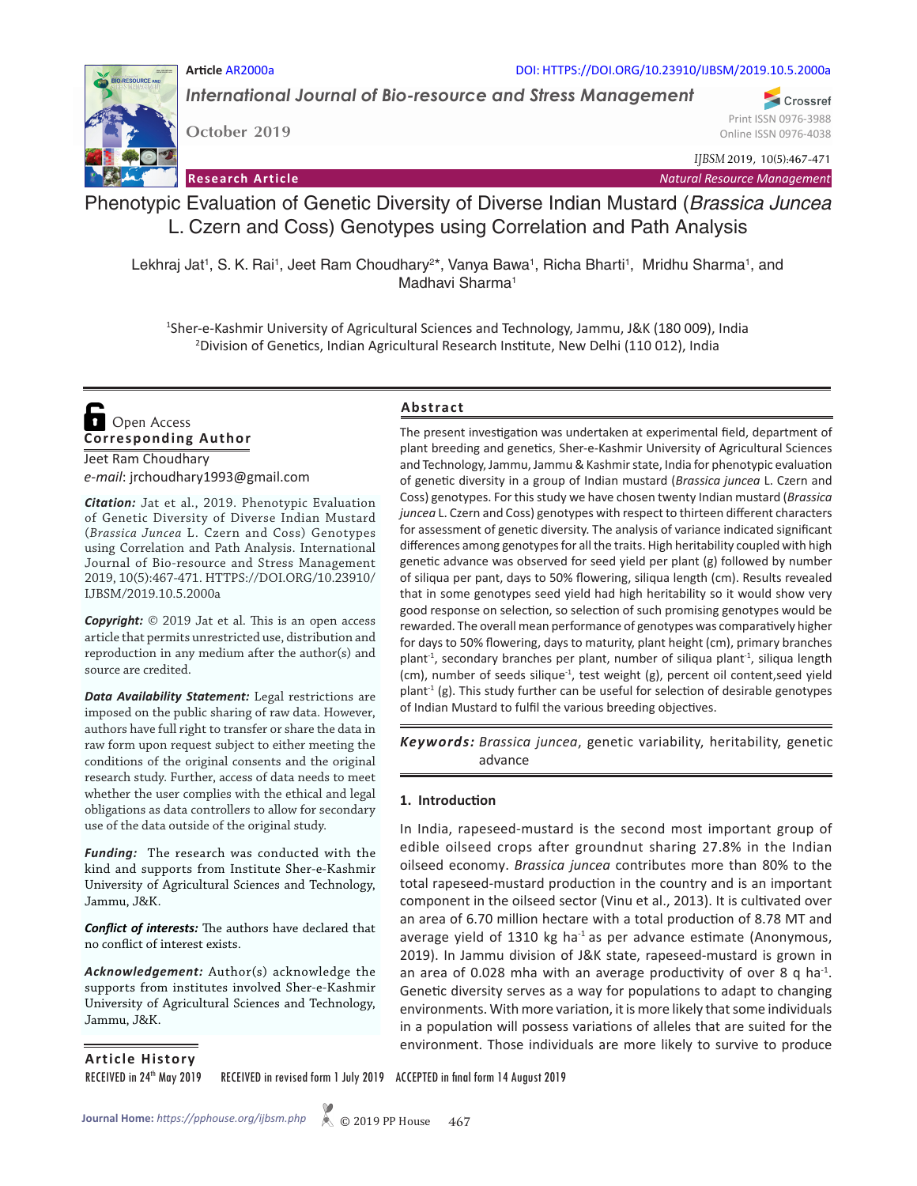Article AR2000a

DOI: HTTPS://DOI.ORG/10.23910/IJBSM/2019.10.5.2000a

*International Journal of Bio-resource and Stress Management*

October 2019

Print ISSN 0976-3988
Online ISSN 0976-4038

**Research Article** — *Natural Resource Management*

# Phenotypic Evaluation of Genetic Diversity of Diverse Indian Mustard (*Brassica Juncea* L. Czern and Coss) Genotypes using Correlation and Path Analysis

Lekhraj Jat[1], S. K. Rai[1], Jeet Ram Choudhary[2*], Vanya Bawa[1], Richa Bharti[1], Mridhu Sharma[1], and Madhavi Sharma[1]

[1]Sher-e-Kashmir University of Agricultural Sciences and Technology, Jammu, J&K (180 009), India
[2]Division of Genetics, Indian Agricultural Research Institute, New Delhi (110 012), India

Open Access

**Corresponding Author**

Jeet Ram Choudhary
*e-mail*: jrchoudhary1993@gmail.com

***Citation:*** Jat et al., 2019. Phenotypic Evaluation of Genetic Diversity of Diverse Indian Mustard (*Brassica Juncea* L. Czern and Coss) Genotypes using Correlation and Path Analysis. International Journal of Bio-resource and Stress Management 2019, 10(5):467-471. HTTPS://DOI.ORG/10.23910/IJBSM/2019.10.5.2000a

***Copyright:*** © 2019 Jat et al. This is an open access article that permits unrestricted use, distribution and reproduction in any medium after the author(s) and source are credited.

***Data Availability Statement:*** Legal restrictions are imposed on the public sharing of raw data. However, authors have full right to transfer or share the data in raw form upon request subject to either meeting the conditions of the original consents and the original research study. Further, access of data needs to meet whether the user complies with the ethical and legal obligations as data controllers to allow for secondary use of the data outside of the original study.

***Funding:*** The research was conducted with the kind and supports from Institute Sher-e-Kashmir University of Agricultural Sciences and Technology, Jammu, J&K.

***Conflict of interests:*** The authors have declared that no conflict of interest exists.

***Acknowledgement:*** Author(s) acknowledge the supports from institutes involved Sher-e-Kashmir University of Agricultural Sciences and Technology, Jammu, J&K.

## Abstract

The present investigation was undertaken at experimental field, department of plant breeding and genetics, Sher-e-Kashmir University of Agricultural Sciences and Technology, Jammu, Jammu & Kashmir state, India for phenotypic evaluation of genetic diversity in a group of Indian mustard (*Brassica juncea* L. Czern and Coss) genotypes. For this study we have chosen twenty Indian mustard (*Brassica juncea* L. Czern and Coss) genotypes with respect to thirteen different characters for assessment of genetic diversity. The analysis of variance indicated significant differences among genotypes for all the traits. High heritability coupled with high genetic advance was observed for seed yield per plant (g) followed by number of siliqua per pant, days to 50% flowering, siliqua length (cm). Results revealed that in some genotypes seed yield had high heritability so it would show very good response on selection, so selection of such promising genotypes would be rewarded. The overall mean performance of genotypes was comparatively higher for days to 50% flowering, days to maturity, plant height (cm), primary branches plant$^{-1}$, secondary branches per plant, number of siliqua plant$^{-1}$, siliqua length (cm), number of seeds silique$^{-1}$, test weight (g), percent oil content,seed yield plant$^{-1}$ (g). This study further can be useful for selection of desirable genotypes of Indian Mustard to fulfil the various breeding objectives.

***Keywords:*** *Brassica juncea*, genetic variability, heritability, genetic advance

## 1. Introduction

In India, rapeseed-mustard is the second most important group of edible oilseed crops after groundnut sharing 27.8% in the Indian oilseed economy. *Brassica juncea* contributes more than 80% to the total rapeseed-mustard production in the country and is an important component in the oilseed sector (Vinu et al., 2013). It is cultivated over an area of 6.70 million hectare with a total production of 8.78 MT and average yield of 1310 kg ha$^{-1}$ as per advance estimate (Anonymous, 2019). In Jammu division of J&K state, rapeseed-mustard is grown in an area of 0.028 mha with an average productivity of over 8 q ha$^{-1}$. Genetic diversity serves as a way for populations to adapt to changing environments. With more variation, it is more likely that some individuals in a population will possess variations of alleles that are suited for the environment. Those individuals are more likely to survive to produce

**Article History**

RECEIVED in 24[th] May 2019 RECEIVED in revised form 1 July 2019 ACCEPTED in final form 14 August 2019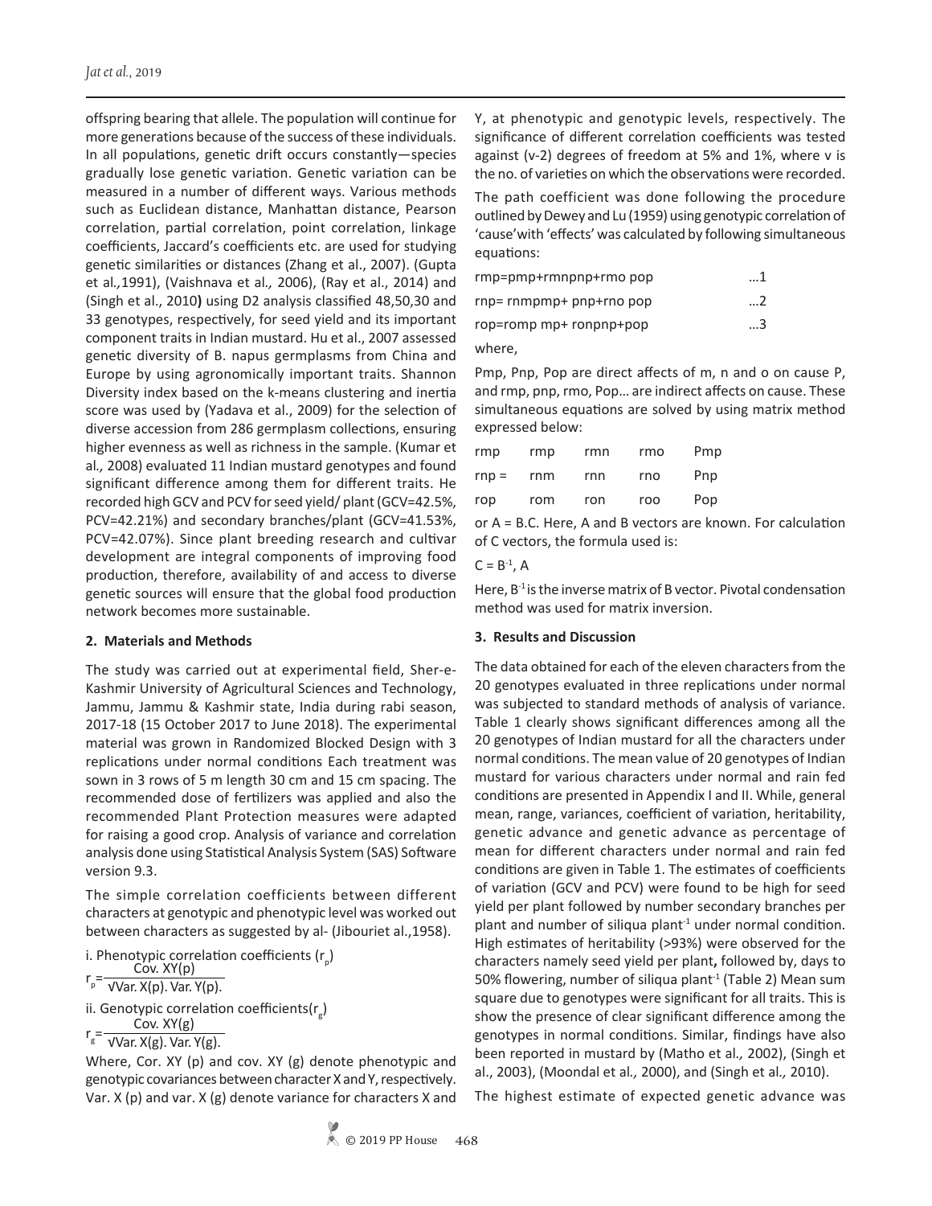offspring bearing that allele. The population will continue for more generations because of the success of these individuals. In all populations, genetic drift occurs constantly—species gradually lose genetic variation. Genetic variation can be measured in a number of different ways. Various methods such as Euclidean distance, Manhattan distance, Pearson correlation, partial correlation, point correlation, linkage coefficients, Jaccard's coefficients etc. are used for studying genetic similarities or distances (Zhang et al., 2007). (Gupta et al.,1991), (Vaishnava et al., 2006), (Ray et al., 2014) and (Singh et al., 2010**)** using D2 analysis classified 48,50,30 and 33 genotypes, respectively, for seed yield and its important component traits in Indian mustard. Hu et al., 2007 assessed genetic diversity of B. napus germplasms from China and Europe by using agronomically important traits. Shannon Diversity index based on the k-means clustering and inertia score was used by (Yadava et al., 2009) for the selection of diverse accession from 286 germplasm collections, ensuring higher evenness as well as richness in the sample. (Kumar et al., 2008) evaluated 11 Indian mustard genotypes and found significant difference among them for different traits. He recorded high GCV and PCV for seed yield/ plant (GCV=42.5%, PCV=42.21%) and secondary branches/plant (GCV=41.53%, PCV=42.07%). Since plant breeding research and cultivar development are integral components of improving food production, therefore, availability of and access to diverse genetic sources will ensure that the global food production network becomes more sustainable.

## 2. Materials and Methods

The study was carried out at experimental field, Sher-e-Kashmir University of Agricultural Sciences and Technology, Jammu, Jammu & Kashmir state, India during rabi season, 2017-18 (15 October 2017 to June 2018). The experimental material was grown in Randomized Blocked Design with 3 replications under normal conditions Each treatment was sown in 3 rows of 5 m length 30 cm and 15 cm spacing. The recommended dose of fertilizers was applied and also the recommended Plant Protection measures were adapted for raising a good crop. Analysis of variance and correlation analysis done using Statistical Analysis System (SAS) Software version 9.3.

The simple correlation coefficients between different characters at genotypic and phenotypic level was worked out between characters as suggested by al- (Jibouriet al.,1958).

i. Phenotypic correlation coefficients ($r_p$)

$$r_p = \frac{\text{Cov. XY(p)}}{\sqrt{\text{Var. X(p). Var. Y(p).}}}$$

ii. Genotypic correlation coefficients($r_g$)

$$r_g = \frac{\text{Cov. XY(g)}}{\sqrt{\text{Var. X(g). Var. Y(g).}}}$$

Where, Cor. XY (p) and cov. XY (g) denote phenotypic and genotypic covariances between character X and Y, respectively. Var. X (p) and var. X (g) denote variance for characters X and Y, at phenotypic and genotypic levels, respectively. The significance of different correlation coefficients was tested against (v-2) degrees of freedom at 5% and 1%, where v is the no. of varieties on which the observations were recorded.

The path coefficient was done following the procedure outlined by Dewey and Lu (1959) using genotypic correlation of 'cause' with 'effects' was calculated by following simultaneous equations:

rmp=pmp+rmnpnp+rmo pop …1

rnp= rnmpmp+ pnp+rno pop …2

rop=romp mp+ ronpnp+pop …3

where,

Pmp, Pnp, Pop are direct affects of m, n and o on cause P, and rmp, pnp, rmo, Pop… are indirect affects on cause. These simultaneous equations are solved by using matrix method expressed below:

| | | | | |
|---|---|---|---|---|
| rmp | rmp | rmn | rmo | Pmp |
| rnp = | rnm | rnn | rno | Pnp |
| rop | rom | ron | roo | Pop |

or A = B.C. Here, A and B vectors are known. For calculation of C vectors, the formula used is:

$C = B^{-1}, A$

Here, $B^{-1}$ is the inverse matrix of B vector. Pivotal condensation method was used for matrix inversion.

## 3. Results and Discussion

The data obtained for each of the eleven characters from the 20 genotypes evaluated in three replications under normal was subjected to standard methods of analysis of variance. Table 1 clearly shows significant differences among all the 20 genotypes of Indian mustard for all the characters under normal conditions. The mean value of 20 genotypes of Indian mustard for various characters under normal and rain fed conditions are presented in Appendix I and II. While, general mean, range, variances, coefficient of variation, heritability, genetic advance and genetic advance as percentage of mean for different characters under normal and rain fed conditions are given in Table 1. The estimates of coefficients of variation (GCV and PCV) were found to be high for seed yield per plant followed by number secondary branches per plant and number of siliqua plant$^{-1}$ under normal condition. High estimates of heritability (>93%) were observed for the characters namely seed yield per plant**,** followed by, days to 50% flowering, number of siliqua plant$^{-1}$ (Table 2) Mean sum square due to genotypes were significant for all traits. This is show the presence of clear significant difference among the genotypes in normal conditions. Similar, findings have also been reported in mustard by (Matho et al., 2002), (Singh et al., 2003), (Moondal et al., 2000), and (Singh et al., 2010).

The highest estimate of expected genetic advance was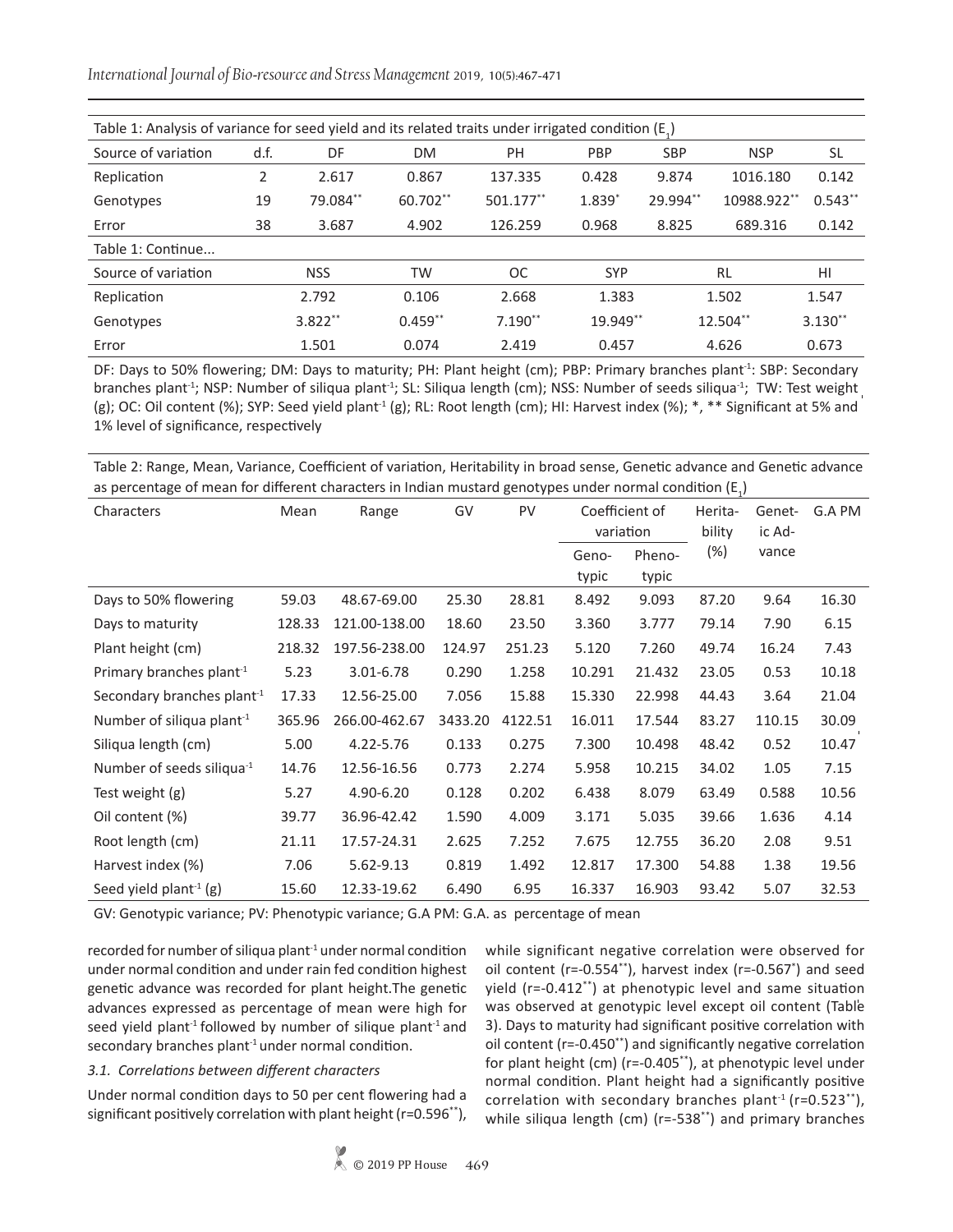Table 1: Analysis of variance for seed yield and its related traits under irrigated condition ($E_1$)

| Source of variation | d.f. | DF | DM | PH | PBP | SBP | NSP | SL |
|---|---|---|---|---|---|---|---|---|
| Replication | 2 | 2.617 | 0.867 | 137.335 | 0.428 | 9.874 | 1016.180 | 0.142 |
| Genotypes | 19 | 79.084** | 60.702** | 501.177** | 1.839* | 29.994** | 10988.922** | 0.543** |
| Error | 38 | 3.687 | 4.902 | 126.259 | 0.968 | 8.825 | 689.316 | 0.142 |

Table 1: Continue...

| Source of variation | NSS | TW | OC | SYP | RL | HI |
|---|---|---|---|---|---|---|
| Replication | 2.792 | 0.106 | 2.668 | 1.383 | 1.502 | 1.547 |
| Genotypes | 3.822** | 0.459** | 7.190** | 19.949** | 12.504** | 3.130** |
| Error | 1.501 | 0.074 | 2.419 | 0.457 | 4.626 | 0.673 |

DF: Days to 50% flowering; DM: Days to maturity; PH: Plant height (cm); PBP: Primary branches plant$^{-1}$: SBP: Secondary branches plant$^{-1}$; NSP: Number of siliqua plant$^{-1}$; SL: Siliqua length (cm); NSS: Number of seeds siliqua$^{-1}$; TW: Test weight (g); OC: Oil content (%); SYP: Seed yield plant$^{-1}$ (g); RL: Root length (cm); HI: Harvest index (%); *, ** Significant at 5% and 1% level of significance, respectively

Table 2: Range, Mean, Variance, Coefficient of variation, Heritability in broad sense, Genetic advance and Genetic advance as percentage of mean for different characters in Indian mustard genotypes under normal condition ($E_1$)

| Characters | Mean | Range | GV | PV | Coefficient of variation | | Heritability (%) | Genetic Advance | G.A PM |
|---|---|---|---|---|---|---|---|---|---|
| | | | | | Genotypic | Phenotypic | | | |
| Days to 50% flowering | 59.03 | 48.67-69.00 | 25.30 | 28.81 | 8.492 | 9.093 | 87.20 | 9.64 | 16.30 |
| Days to maturity | 128.33 | 121.00-138.00 | 18.60 | 23.50 | 3.360 | 3.777 | 79.14 | 7.90 | 6.15 |
| Plant height (cm) | 218.32 | 197.56-238.00 | 124.97 | 251.23 | 5.120 | 7.260 | 49.74 | 16.24 | 7.43 |
| Primary branches plant$^{-1}$ | 5.23 | 3.01-6.78 | 0.290 | 1.258 | 10.291 | 21.432 | 23.05 | 0.53 | 10.18 |
| Secondary branches plant$^{-1}$ | 17.33 | 12.56-25.00 | 7.056 | 15.88 | 15.330 | 22.998 | 44.43 | 3.64 | 21.04 |
| Number of siliqua plant$^{-1}$ | 365.96 | 266.00-462.67 | 3433.20 | 4122.51 | 16.011 | 17.544 | 83.27 | 110.15 | 30.09 |
| Siliqua length (cm) | 5.00 | 4.22-5.76 | 0.133 | 0.275 | 7.300 | 10.498 | 48.42 | 0.52 | 10.47 |
| Number of seeds siliqua$^{-1}$ | 14.76 | 12.56-16.56 | 0.773 | 2.274 | 5.958 | 10.215 | 34.02 | 1.05 | 7.15 |
| Test weight (g) | 5.27 | 4.90-6.20 | 0.128 | 0.202 | 6.438 | 8.079 | 63.49 | 0.588 | 10.56 |
| Oil content (%) | 39.77 | 36.96-42.42 | 1.590 | 4.009 | 3.171 | 5.035 | 39.66 | 1.636 | 4.14 |
| Root length (cm) | 21.11 | 17.57-24.31 | 2.625 | 7.252 | 7.675 | 12.755 | 36.20 | 2.08 | 9.51 |
| Harvest index (%) | 7.06 | 5.62-9.13 | 0.819 | 1.492 | 12.817 | 17.300 | 54.88 | 1.38 | 19.56 |
| Seed yield plant$^{-1}$ (g) | 15.60 | 12.33-19.62 | 6.490 | 6.95 | 16.337 | 16.903 | 93.42 | 5.07 | 32.53 |

GV: Genotypic variance; PV: Phenotypic variance; G.A PM: G.A. as percentage of mean

recorded for number of siliqua plant$^{-1}$ under normal condition under normal condition and under rain fed condition highest genetic advance was recorded for plant height.The genetic advances expressed as percentage of mean were high for seed yield plant$^{-1}$ followed by number of silique plant$^{-1}$ and secondary branches plant$^{-1}$ under normal condition.

### *3.1. Correlations between different characters*

Under normal condition days to 50 per cent flowering had a significant positively correlation with plant height (r=0.596**), while significant negative correlation were observed for oil content (r=-0.554**), harvest index (r=-0.567*) and seed yield (r=-0.412**) at phenotypic level and same situation was observed at genotypic level except oil content (Table 3). Days to maturity had significant positive correlation with oil content (r=-0.450**) and significantly negative correlation for plant height (cm) (r=-0.405**), at phenotypic level under normal condition. Plant height had a significantly positive correlation with secondary branches plant$^{-1}$ (r=0.523**), while siliqua length (cm) (r=-538**) and primary branches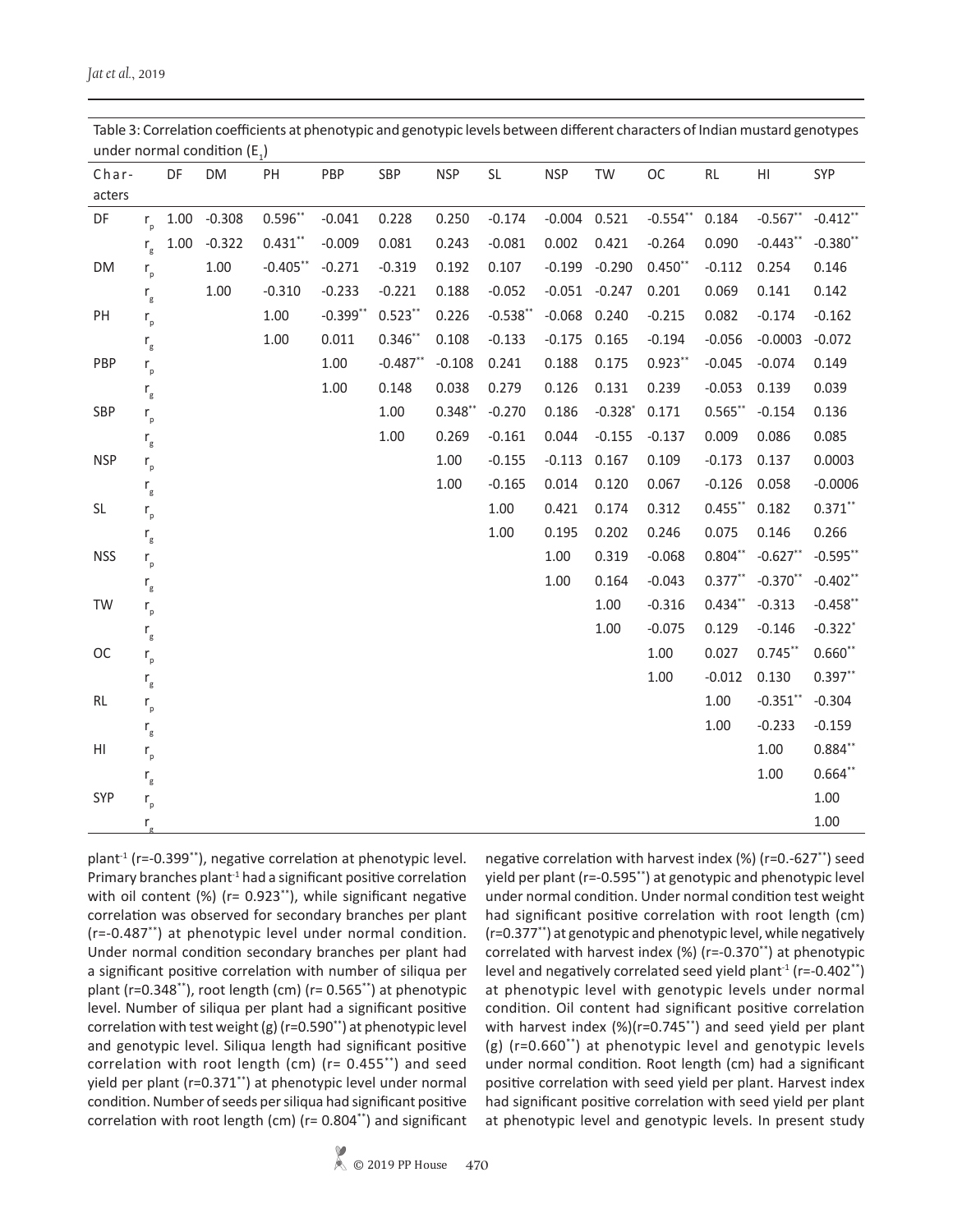Table 3: Correlation coefficients at phenotypic and genotypic levels between different characters of Indian mustard genotypes under normal condition ($E_1$)

| Characters | | DF | DM | PH | PBP | SBP | NSP | SL | NSP | TW | OC | RL | HI | SYP |
|---|---|---|---|---|---|---|---|---|---|---|---|---|---|---|
| DF | $r_p$ | 1.00 | -0.308 | 0.596** | -0.041 | 0.228 | 0.250 | -0.174 | -0.004 | 0.521 | -0.554** | 0.184 | -0.567** | -0.412** |
| | $r_g$ | 1.00 | -0.322 | 0.431** | -0.009 | 0.081 | 0.243 | -0.081 | 0.002 | 0.421 | -0.264 | 0.090 | -0.443** | -0.380** |
| DM | $r_p$ | | 1.00 | -0.405** | -0.271 | -0.319 | 0.192 | 0.107 | -0.199 | -0.290 | 0.450** | -0.112 | 0.254 | 0.146 |
| | $r_g$ | | 1.00 | -0.310 | -0.233 | -0.221 | 0.188 | -0.052 | -0.051 | -0.247 | 0.201 | 0.069 | 0.141 | 0.142 |
| PH | $r_p$ | | | 1.00 | -0.399** | 0.523** | 0.226 | -0.538** | -0.068 | 0.240 | -0.215 | 0.082 | -0.174 | -0.162 |
| | $r_g$ | | | 1.00 | 0.011 | 0.346** | 0.108 | -0.133 | -0.175 | 0.165 | -0.194 | -0.056 | -0.0003 | -0.072 |
| PBP | $r_p$ | | | | 1.00 | -0.487** | -0.108 | 0.241 | 0.188 | 0.175 | 0.923** | -0.045 | -0.074 | 0.149 |
| | $r_g$ | | | | 1.00 | 0.148 | 0.038 | 0.279 | 0.126 | 0.131 | 0.239 | -0.053 | 0.139 | 0.039 |
| SBP | $r_p$ | | | | | 1.00 | 0.348** | -0.270 | 0.186 | -0.328* | 0.171 | 0.565** | -0.154 | 0.136 |
| | $r_g$ | | | | | 1.00 | 0.269 | -0.161 | 0.044 | -0.155 | -0.137 | 0.009 | 0.086 | 0.085 |
| NSP | $r_p$ | | | | | | 1.00 | -0.155 | -0.113 | 0.167 | 0.109 | -0.173 | 0.137 | 0.0003 |
| | $r_g$ | | | | | | 1.00 | -0.165 | 0.014 | 0.120 | 0.067 | -0.126 | 0.058 | -0.0006 |
| SL | $r_p$ | | | | | | | 1.00 | 0.421 | 0.174 | 0.312 | 0.455** | 0.182 | 0.371** |
| | $r_g$ | | | | | | | 1.00 | 0.195 | 0.202 | 0.246 | 0.075 | 0.146 | 0.266 |
| NSS | $r_p$ | | | | | | | | 1.00 | 0.319 | -0.068 | 0.804** | -0.627** | -0.595** |
| | $r_g$ | | | | | | | | 1.00 | 0.164 | -0.043 | 0.377** | -0.370** | -0.402** |
| TW | $r_p$ | | | | | | | | | 1.00 | -0.316 | 0.434** | -0.313 | -0.458** |
| | $r_g$ | | | | | | | | | 1.00 | -0.075 | 0.129 | -0.146 | -0.322* |
| OC | $r_p$ | | | | | | | | | | 1.00 | 0.027 | 0.745** | 0.660** |
| | $r_g$ | | | | | | | | | | 1.00 | -0.012 | 0.130 | 0.397** |
| RL | $r_p$ | | | | | | | | | | | 1.00 | -0.351** | -0.304 |
| | $r_g$ | | | | | | | | | | | 1.00 | -0.233 | -0.159 |
| HI | $r_p$ | | | | | | | | | | | | 1.00 | 0.884** |
| | $r_g$ | | | | | | | | | | | | 1.00 | 0.664** |
| SYP | $r_p$ | | | | | | | | | | | | | 1.00 |
| | $r_g$ | | | | | | | | | | | | | 1.00 |

plant$^{-1}$ (r=-0.399**), negative correlation at phenotypic level. Primary branches plant$^{-1}$ had a significant positive correlation with oil content (%) (r= 0.923**), while significant negative correlation was observed for secondary branches per plant (r=-0.487**) at phenotypic level under normal condition. Under normal condition secondary branches per plant had a significant positive correlation with number of siliqua per plant (r=0.348**), root length (cm) (r= 0.565**) at phenotypic level. Number of siliqua per plant had a significant positive correlation with test weight (g) (r=0.590**) at phenotypic level and genotypic level. Siliqua length had significant positive correlation with root length (cm) (r= 0.455**) and seed yield per plant (r=0.371**) at phenotypic level under normal condition. Number of seeds per siliqua had significant positive correlation with root length (cm) (r= 0.804**) and significant negative correlation with harvest index (%) (r=0.-627**) seed yield per plant (r=-0.595**) at genotypic and phenotypic level under normal condition. Under normal condition test weight had significant positive correlation with root length (cm) (r=0.377**) at genotypic and phenotypic level, while negatively correlated with harvest index (%) (r=-0.370**) at phenotypic level and negatively correlated seed yield plant$^{-1}$ (r=-0.402**) at phenotypic level with genotypic levels under normal condition. Oil content had significant positive correlation with harvest index (%)(r=0.745**) and seed yield per plant (g) (r=0.660**) at phenotypic level and genotypic levels under normal condition. Root length (cm) had a significant positive correlation with seed yield per plant. Harvest index had significant positive correlation with seed yield per plant at phenotypic level and genotypic levels. In present study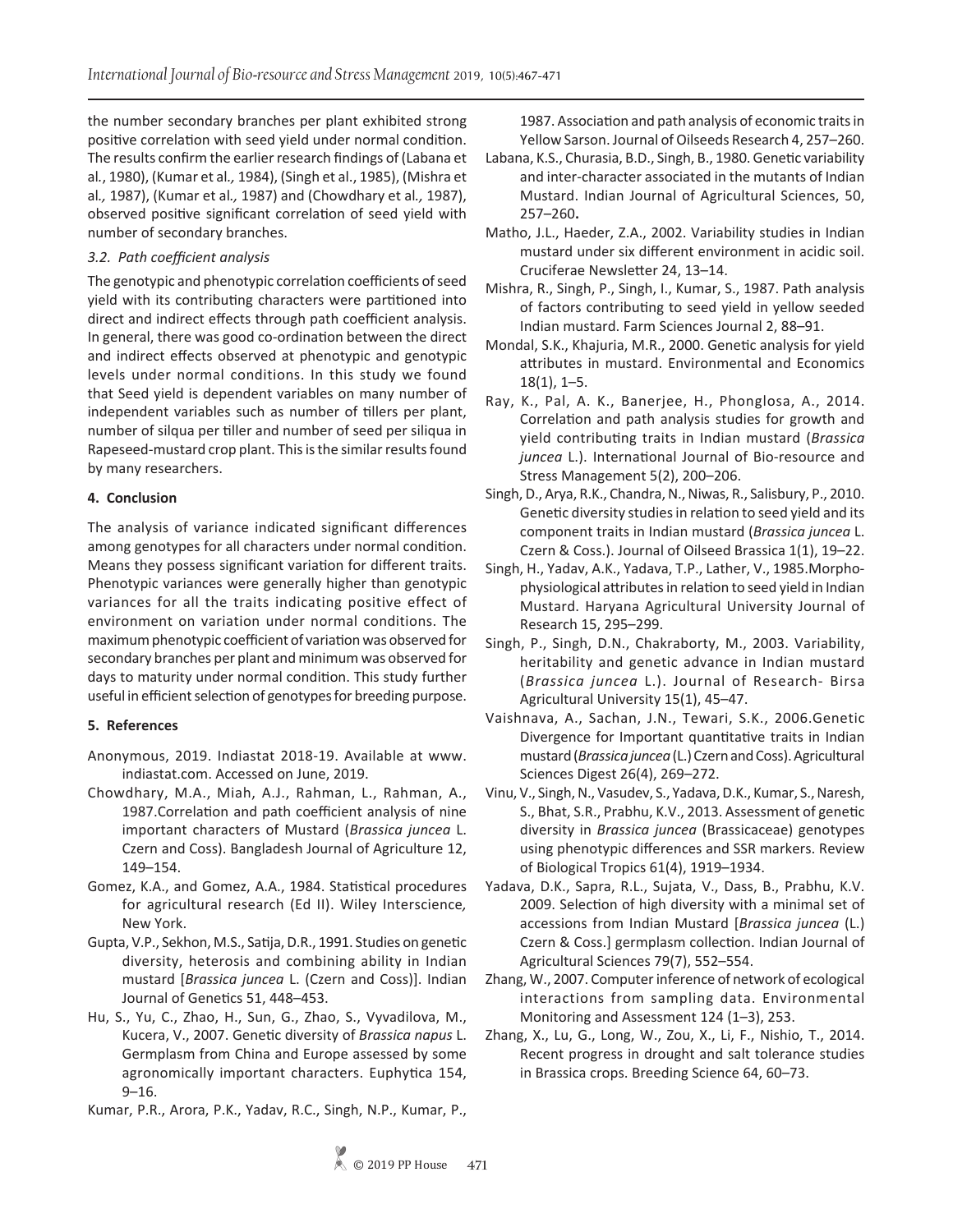the number secondary branches per plant exhibited strong positive correlation with seed yield under normal condition. The results confirm the earlier research findings of (Labana et al*.,* 1980), (Kumar et al*.,* 1984), (Singh et al., 1985), (Mishra et al*.,* 1987), (Kumar et al*.,* 1987) and (Chowdhary et al*.,* 1987), observed positive significant correlation of seed yield with number of secondary branches.

### *3.2. Path coefficient analysis*

The genotypic and phenotypic correlation coefficients of seed yield with its contributing characters were partitioned into direct and indirect effects through path coefficient analysis. In general, there was good co-ordination between the direct and indirect effects observed at phenotypic and genotypic levels under normal conditions. In this study we found that Seed yield is dependent variables on many number of independent variables such as number of tillers per plant, number of silqua per tiller and number of seed per siliqua in Rapeseed-mustard crop plant. This is the similar results found by many researchers.

## 4. Conclusion

The analysis of variance indicated significant differences among genotypes for all characters under normal condition. Means they possess significant variation for different traits. Phenotypic variances were generally higher than genotypic variances for all the traits indicating positive effect of environment on variation under normal conditions. The maximum phenotypic coefficient of variation was observed for secondary branches per plant and minimum was observed for days to maturity under normal condition. This study further useful in efficient selection of genotypes for breeding purpose.

## 5. References

Anonymous, 2019. Indiastat 2018-19. Available at www.indiastat.com. Accessed on June, 2019.

Chowdhary, M.A., Miah, A.J., Rahman, L., Rahman, A., 1987.Correlation and path coefficient analysis of nine important characters of Mustard (*Brassica juncea* L. Czern and Coss). Bangladesh Journal of Agriculture 12, 149–154.

Gomez, K.A., and Gomez, A.A., 1984. Statistical procedures for agricultural research (Ed II). Wiley Interscience*,* New York.

Gupta, V.P., Sekhon, M.S., Satija, D.R., 1991. Studies on genetic diversity, heterosis and combining ability in Indian mustard [*Brassica juncea* L. (Czern and Coss)]. Indian Journal of Genetics 51, 448–453.

Hu, S., Yu, C., Zhao, H., Sun, G., Zhao, S., Vyvadilova, M., Kucera, V., 2007. Genetic diversity of *Brassica napus* L. Germplasm from China and Europe assessed by some agronomically important characters. Euphytica 154, 9–16.

Kumar, P.R., Arora, P.K., Yadav, R.C., Singh, N.P., Kumar, P., 1987. Association and path analysis of economic traits in Yellow Sarson. Journal of Oilseeds Research 4, 257–260.

Labana, K.S., Churasia, B.D., Singh, B., 1980. Genetic variability and inter-character associated in the mutants of Indian Mustard. Indian Journal of Agricultural Sciences, 50, 257–260**.**

Matho, J.L., Haeder, Z.A., 2002. Variability studies in Indian mustard under six different environment in acidic soil. Cruciferae Newsletter 24, 13–14.

Mishra, R., Singh, P., Singh, I., Kumar, S., 1987. Path analysis of factors contributing to seed yield in yellow seeded Indian mustard. Farm Sciences Journal 2, 88–91.

Mondal, S.K., Khajuria, M.R., 2000. Genetic analysis for yield attributes in mustard. Environmental and Economics 18(1), 1–5.

Ray, K., Pal, A. K., Banerjee, H., Phonglosa, A., 2014. Correlation and path analysis studies for growth and yield contributing traits in Indian mustard (*Brassica juncea* L.). International Journal of Bio-resource and Stress Management 5(2), 200–206.

Singh, D., Arya, R.K., Chandra, N., Niwas, R., Salisbury, P., 2010. Genetic diversity studies in relation to seed yield and its component traits in Indian mustard (*Brassica juncea* L. Czern & Coss.). Journal of Oilseed Brassica 1(1), 19–22.

Singh, H., Yadav, A.K., Yadava, T.P., Lather, V., 1985.Morpho-physiological attributes in relation to seed yield in Indian Mustard. Haryana Agricultural University Journal of Research 15, 295–299.

Singh, P., Singh, D.N., Chakraborty, M., 2003. Variability, heritability and genetic advance in Indian mustard (*Brassica juncea* L.). Journal of Research- Birsa Agricultural University 15(1), 45–47.

Vaishnava, A., Sachan, J.N., Tewari, S.K., 2006.Genetic Divergence for Important quantitative traits in Indian mustard (*Brassica juncea* (L.) Czern and Coss). Agricultural Sciences Digest 26(4), 269–272.

Vinu, V., Singh, N., Vasudev, S., Yadava, D.K., Kumar, S., Naresh, S., Bhat, S.R., Prabhu, K.V., 2013. Assessment of genetic diversity in *Brassica juncea* (Brassicaceae) genotypes using phenotypic differences and SSR markers. Review of Biological Tropics 61(4), 1919–1934.

Yadava, D.K., Sapra, R.L., Sujata, V., Dass, B., Prabhu, K.V. 2009. Selection of high diversity with a minimal set of accessions from Indian Mustard [*Brassica juncea* (L.) Czern & Coss.] germplasm collection. Indian Journal of Agricultural Sciences 79(7), 552–554.

Zhang, W., 2007. Computer inference of network of ecological interactions from sampling data. Environmental Monitoring and Assessment 124 (1–3), 253.

Zhang, X., Lu, G., Long, W., Zou, X., Li, F., Nishio, T., 2014. Recent progress in drought and salt tolerance studies in Brassica crops. Breeding Science 64, 60–73.